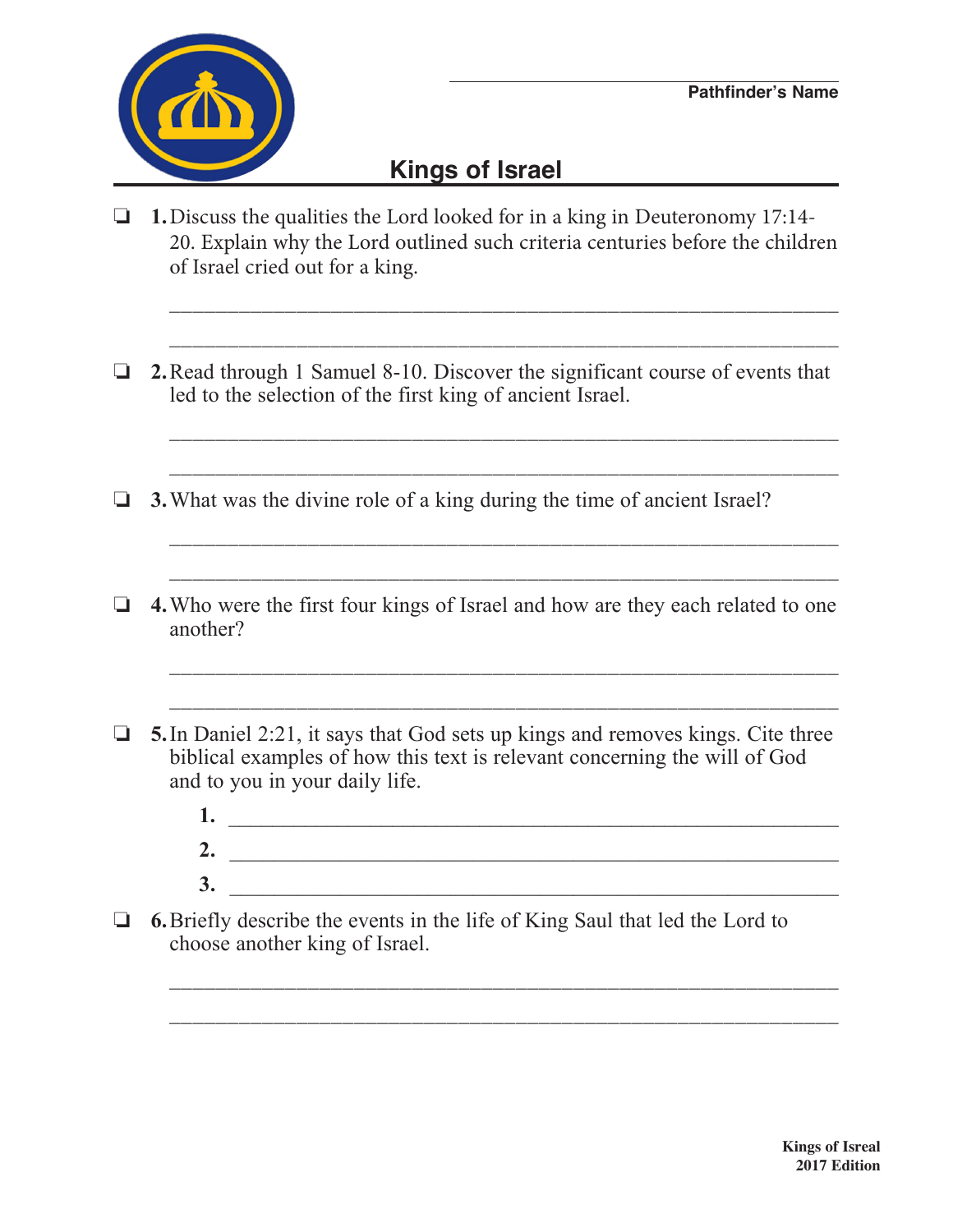Pathfinder's Name

# Kings of Israel

❏ **1.** Discuss the qualities the Lord looked for in a king in Deuteronomy 17:14-20. Explain why the Lord outlined such criteria centuries before the children of Israel cried out for a king.

_______________________________________________________________

_______________________________________________________________

❏ **2.** Read through 1 Samuel 8-10. Discover the significant course of events that led to the selection of the first king of ancient Israel.

_______________________________________________________________

_______________________________________________________________

❏ **3.** What was the divine role of a king during the time of ancient Israel?

_______________________________________________________________

_______________________________________________________________

❏ **4.** Who were the first four kings of Israel and how are they each related to one another?

_______________________________________________________________

_______________________________________________________________

❏ **5.** In Daniel 2:21, it says that God sets up kings and removes kings. Cite three biblical examples of how this text is relevant concerning the will of God and to you in your daily life.

**1.** _______________________________________________________

**2.** _______________________________________________________

**3.** _______________________________________________________

❏ **6.** Briefly describe the events in the life of King Saul that led the Lord to choose another king of Israel.

_______________________________________________________________

_______________________________________________________________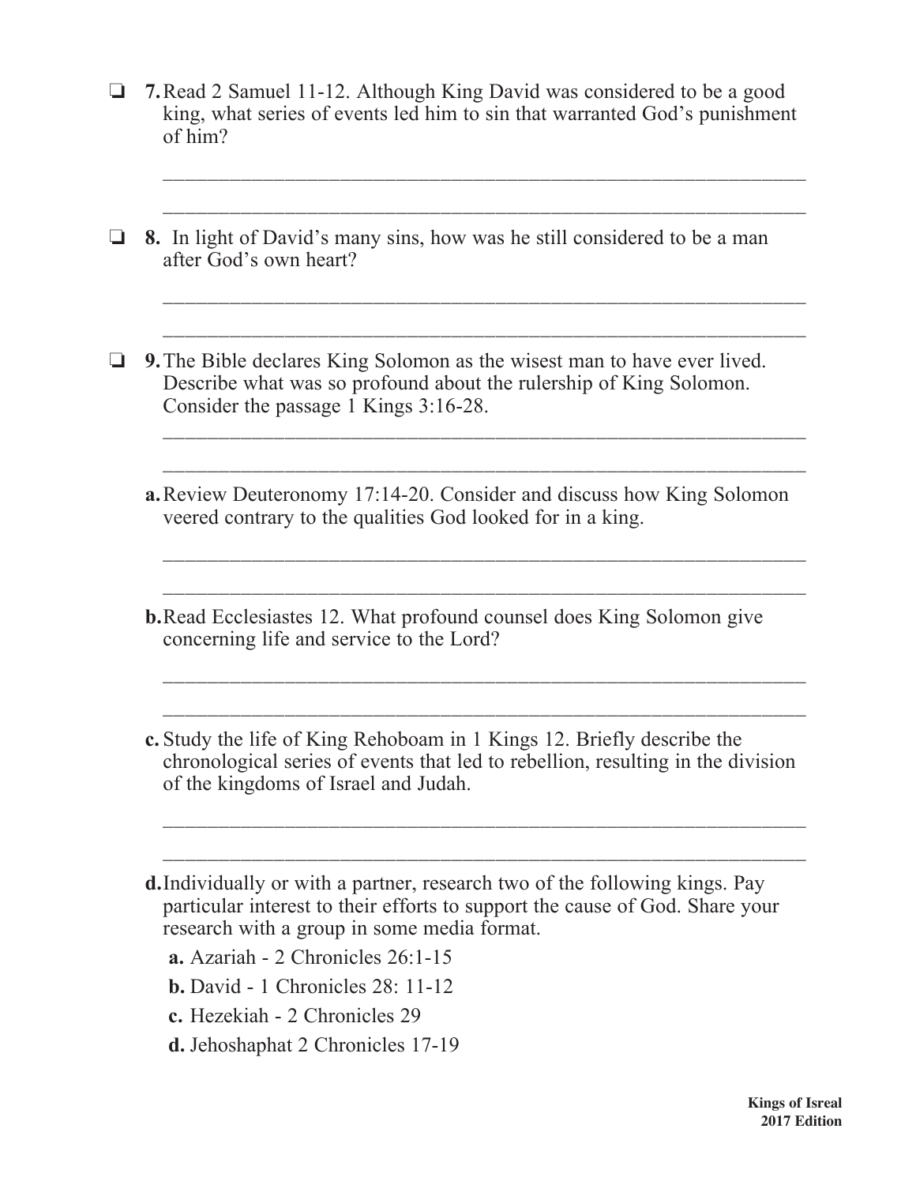❏ **7.** Read 2 Samuel 11-12. Although King David was considered to be a good king, what series of events led him to sin that warranted God's punishment of him?

_______________________________________________________________

_______________________________________________________________

❏ **8.** In light of David's many sins, how was he still considered to be a man after God's own heart?

_______________________________________________________________

_______________________________________________________________

❏ **9.** The Bible declares King Solomon as the wisest man to have ever lived. Describe what was so profound about the rulership of King Solomon. Consider the passage 1 Kings 3:16-28.

_______________________________________________________________

_______________________________________________________________

**a.** Review Deuteronomy 17:14-20. Consider and discuss how King Solomon veered contrary to the qualities God looked for in a king.

_______________________________________________________________

_______________________________________________________________

**b.** Read Ecclesiastes 12. What profound counsel does King Solomon give concerning life and service to the Lord?

_______________________________________________________________

_______________________________________________________________

**c.** Study the life of King Rehoboam in 1 Kings 12. Briefly describe the chronological series of events that led to rebellion, resulting in the division of the kingdoms of Israel and Judah.

_______________________________________________________________

_______________________________________________________________

**d.** Individually or with a partner, research two of the following kings. Pay particular interest to their efforts to support the cause of God. Share your research with a group in some media format.

**a.** Azariah - 2 Chronicles 26:1-15

**b.** David - 1 Chronicles 28: 11-12

**c.** Hezekiah - 2 Chronicles 29

**d.** Jehoshaphat 2 Chronicles 17-19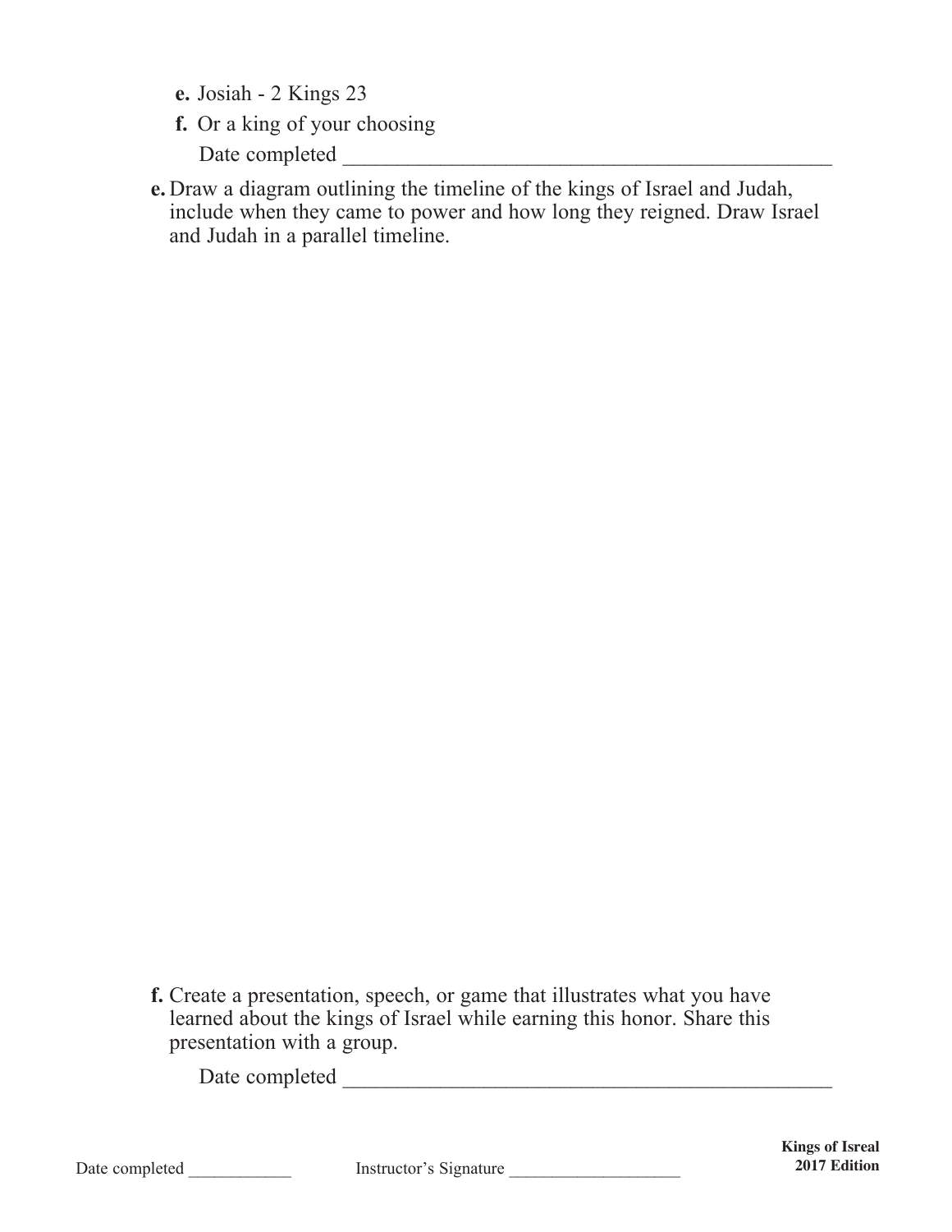e. Josiah - 2 Kings 23

f. Or a king of your choosing

Date completed ______________________________________________

**e.** Draw a diagram outlining the timeline of the kings of Israel and Judah, include when they came to power and how long they reigned. Draw Israel and Judah in a parallel timeline.

**f.** Create a presentation, speech, or game that illustrates what you have learned about the kings of Israel while earning this honor. Share this presentation with a group.

Date completed ______________________________________________

Date completed ____________ Instructor's Signature ____________________